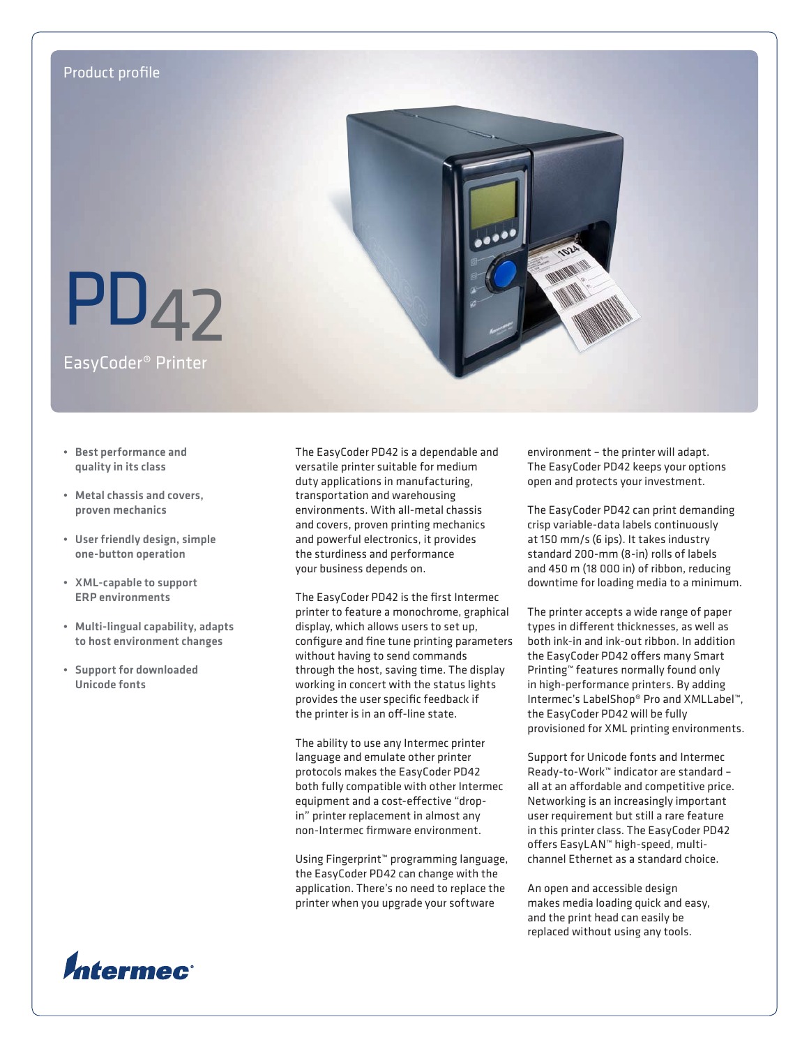Product profile

# PD42

## EasyCoder® Printer

- **Best performance and quality in its class**
- **Metal chassis and covers, proven mechanics**
- **User friendly design, simple one-button operation**
- **XML-capable to support ERP environments**
- **Multi-lingual capability, adapts to host environment changes**
- **Support for downloaded Unicode fonts**

The EasyCoder PD42 is a dependable and versatile printer suitable for medium duty applications in manufacturing, transportation and warehousing environments. With all-metal chassis and covers, proven printing mechanics and powerful electronics, it provides the sturdiness and performance your business depends on.

The EasyCoder PD42 is the first Intermec printer to feature a monochrome, graphical display, which allows users to set up, configure and fine tune printing parameters without having to send commands through the host, saving time. The display working in concert with the status lights provides the user specific feedback if the printer is in an off-line state.

The ability to use any Intermec printer language and emulate other printer protocols makes the EasyCoder PD42 both fully compatible with other Intermec equipment and a cost-effective "drop-in" printer replacement in almost any non-Intermec firmware environment.

Using Fingerprint™ programming language, the EasyCoder PD42 can change with the application. There's no need to replace the printer when you upgrade your software environment – the printer will adapt. The EasyCoder PD42 keeps your options open and protects your investment.

The EasyCoder PD42 can print demanding crisp variable-data labels continuously at 150 mm/s (6 ips). It takes industry standard 200-mm (8-in) rolls of labels and 450 m (18 000 in) of ribbon, reducing downtime for loading media to a minimum.

The printer accepts a wide range of paper types in different thicknesses, as well as both ink-in and ink-out ribbon. In addition the EasyCoder PD42 offers many Smart Printing™ features normally found only in high-performance printers. By adding Intermec's LabelShop® Pro and XMLLabel™, the EasyCoder PD42 will be fully provisioned for XML printing environments.

Support for Unicode fonts and Intermec Ready-to-Work™ indicator are standard – all at an affordable and competitive price. Networking is an increasingly important user requirement but still a rare feature in this printer class. The EasyCoder PD42 offers EasyLAN™ high-speed, multi-channel Ethernet as a standard choice.

An open and accessible design makes media loading quick and easy, and the print head can easily be replaced without using any tools.

Intermec®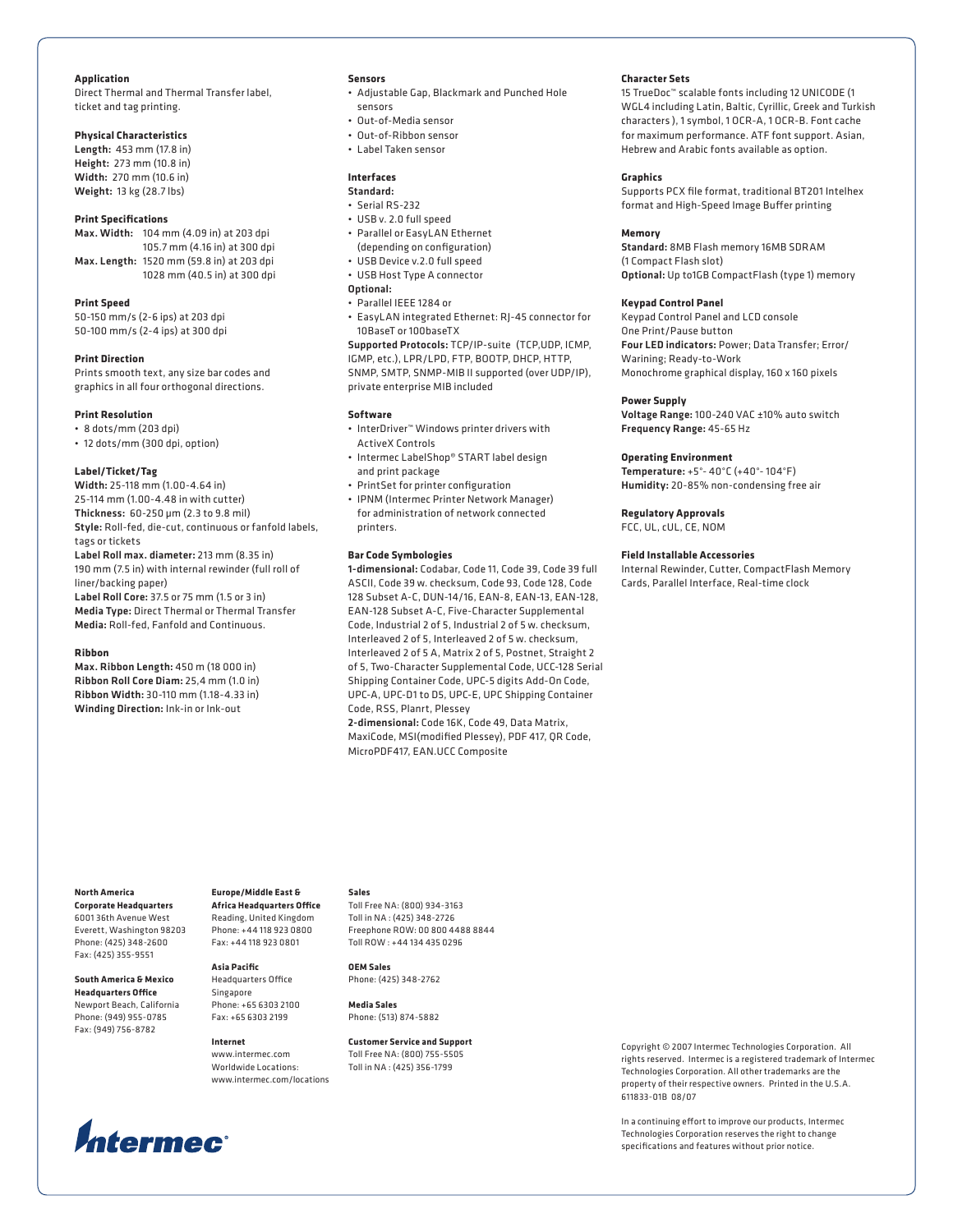### Application

Direct Thermal and Thermal Transfer label, ticket and tag printing.

### Physical Characteristics

**Length:** 453 mm (17.8 in)
**Height:** 273 mm (10.8 in)
**Width:** 270 mm (10.6 in)
**Weight:** 13 kg (28.7 lbs)

### Print Specifications

**Max. Width:** 104 mm (4.09 in) at 203 dpi
105.7 mm (4.16 in) at 300 dpi
**Max. Length:** 1520 mm (59.8 in) at 203 dpi
1028 mm (40.5 in) at 300 dpi

### Print Speed

50-150 mm/s (2-6 ips) at 203 dpi
50-100 mm/s (2-4 ips) at 300 dpi

### Print Direction

Prints smooth text, any size bar codes and graphics in all four orthogonal directions.

### Print Resolution

- 8 dots/mm (203 dpi)
- 12 dots/mm (300 dpi, option)

### Label/Ticket/Tag

**Width:** 25-118 mm (1.00-4.64 in)
25-114 mm (1.00-4.48 in with cutter)
**Thickness:** 60-250 µm (2.3 to 9.8 mil)
**Style:** Roll-fed, die-cut, continuous or fanfold labels, tags or tickets
**Label Roll max. diameter:** 213 mm (8.35 in)
190 mm (7.5 in) with internal rewinder (full roll of liner/backing paper)
**Label Roll Core:** 37.5 or 75 mm (1.5 or 3 in)
**Media Type:** Direct Thermal or Thermal Transfer
**Media:** Roll-fed, Fanfold and Continuous.

### Ribbon

**Max. Ribbon Length:** 450 m (18 000 in)
**Ribbon Roll Core Diam:** 25,4 mm (1.0 in)
**Ribbon Width:** 30-110 mm (1.18-4.33 in)
**Winding Direction:** Ink-in or Ink-out

### Sensors

- Adjustable Gap, Blackmark and Punched Hole sensors
- Out-of-Media sensor
- Out-of-Ribbon sensor
- Label Taken sensor

### Interfaces

**Standard:**

- Serial RS-232
- USB v. 2.0 full speed
- Parallel or EasyLAN Ethernet (depending on configuration)
- USB Device v.2.0 full speed
- USB Host Type A connector

**Optional:**

- Parallel IEEE 1284 or
- EasyLAN integrated Ethernet: RJ-45 connector for 10BaseT or 100baseTX

**Supported Protocols:** TCP/IP-suite (TCP,UDP, ICMP, IGMP, etc.), LPR/LPD, FTP, BOOTP, DHCP, HTTP, SNMP, SMTP, SNMP-MIB II supported (over UDP/IP), private enterprise MIB included

### Software

- InterDriver™ Windows printer drivers with ActiveX Controls
- Intermec LabelShop® START label design and print package
- PrintSet for printer configuration
- IPNM (Intermec Printer Network Manager) for administration of network connected printers.

### Bar Code Symbologies

**1-dimensional:** Codabar, Code 11, Code 39, Code 39 full ASCII, Code 39 w. checksum, Code 93, Code 128, Code 128 Subset A-C, DUN-14/16, EAN-8, EAN-13, EAN-128, EAN-128 Subset A-C, Five-Character Supplemental Code, Industrial 2 of 5, Industrial 2 of 5 w. checksum, Interleaved 2 of 5, Interleaved 2 of 5 w. checksum, Interleaved 2 of 5 A, Matrix 2 of 5, Postnet, Straight 2 of 5, Two-Character Supplemental Code, UCC-128 Serial Shipping Container Code, UPC-5 digits Add-On Code, UPC-A, UPC-D1 to D5, UPC-E, UPC Shipping Container Code, RSS, Planrt, Plessey
**2-dimensional:** Code 16K, Code 49, Data Matrix, MaxiCode, MSI(modified Plessey), PDF 417, QR Code, MicroPDF417, EAN.UCC Composite

### Character Sets

15 TrueDoc™ scalable fonts including 12 UNICODE (1 WGL4 including Latin, Baltic, Cyrillic, Greek and Turkish characters ), 1 symbol, 1 OCR-A, 1 OCR-B. Font cache for maximum performance. ATF font support. Asian, Hebrew and Arabic fonts available as option.

### Graphics

Supports PCX file format, traditional BT201 Intelhex format and High-Speed Image Buffer printing

### Memory

**Standard:** 8MB Flash memory 16MB SDRAM (1 Compact Flash slot)
**Optional:** Up to1GB CompactFlash (type 1) memory

### Keypad Control Panel

Keypad Control Panel and LCD console
One Print/Pause button
**Four LED indicators:** Power; Data Transfer; Error/ Warining; Ready-to-Work
Monochrome graphical display, 160 x 160 pixels

### Power Supply

**Voltage Range:** 100-240 VAC ±10% auto switch
**Frequency Range:** 45-65 Hz

### Operating Environment

**Temperature:** +5°- 40°C (+40°- 104°F)
**Humidity:** 20-85% non-condensing free air

### Regulatory Approvals

FCC, UL, cUL, CE, NOM

### Field Installable Accessories

Internal Rewinder, Cutter, CompactFlash Memory Cards, Parallel Interface, Real-time clock

---

**North America Corporate Headquarters**
6001 36th Avenue West
Everett, Washington 98203
Phone: (425) 348-2600
Fax: (425) 355-9551

**South America & Mexico Headquarters Office**
Newport Beach, California
Phone: (949) 955-0785
Fax: (949) 756-8782

**Europe/Middle East & Africa Headquarters Office**
Reading, United Kingdom
Phone: +44 118 923 0800
Fax: +44 118 923 0801

**Asia Pacific**
Headquarters Office
Singapore
Phone: +65 6303 2100
Fax: +65 6303 2199

**Internet**
www.intermec.com
Worldwide Locations:
www.intermec.com/locations

**Sales**
Toll Free NA: (800) 934-3163
Toll in NA : (425) 348-2726
Freephone ROW: 00 800 4488 8844
Toll ROW : +44 134 435 0296

**OEM Sales**
Phone: (425) 348-2762

**Media Sales**
Phone: (513) 874-5882

**Customer Service and Support**
Toll Free NA: (800) 755-5505
Toll in NA : (425) 356-1799

Intermec®

Copyright © 2007 Intermec Technologies Corporation. All rights reserved. Intermec is a registered trademark of Intermec Technologies Corporation. All other trademarks are the property of their respective owners. Printed in the U.S.A. 611833-01B 08/07

In a continuing effort to improve our products, Intermec Technologies Corporation reserves the right to change specifications and features without prior notice.